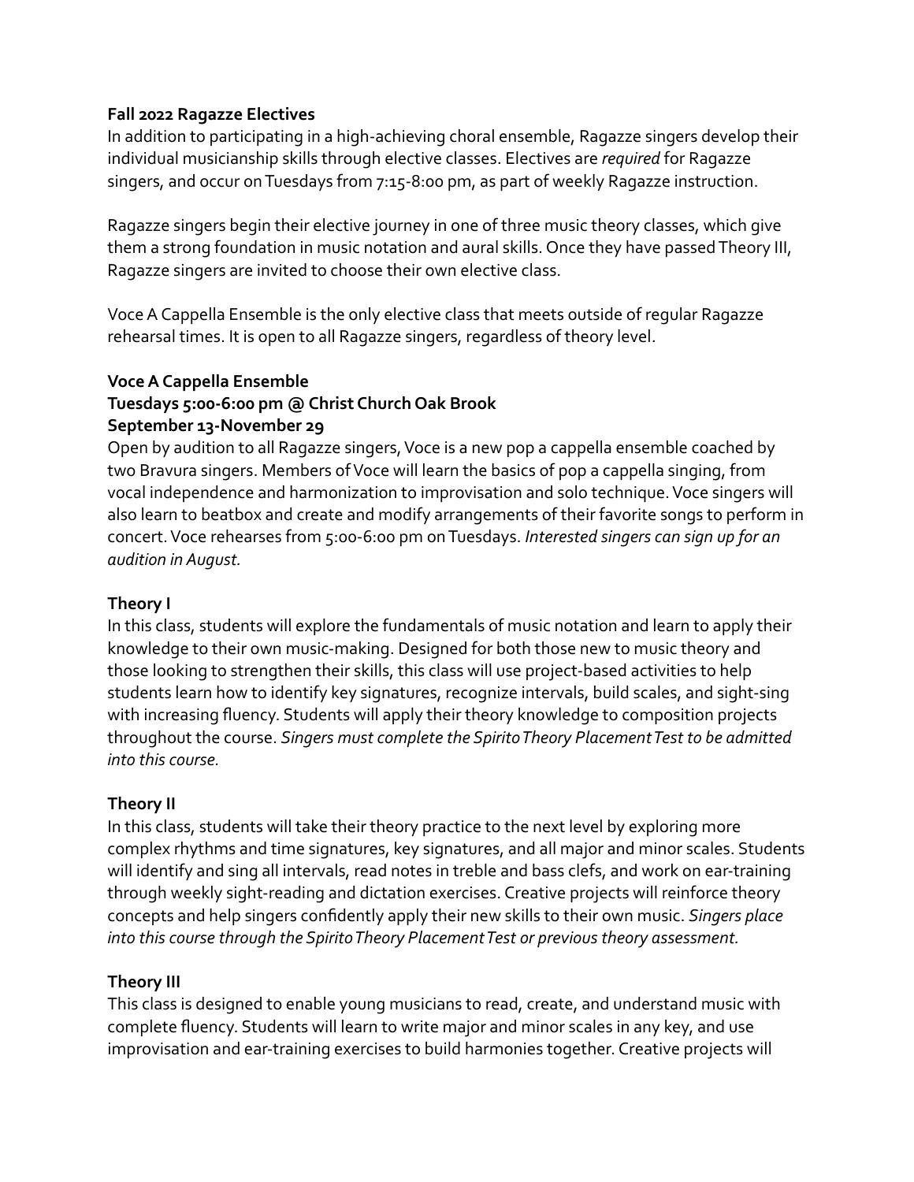## Fall 2022 Ragazze Electives

In addition to participating in a high-achieving choral ensemble, Ragazze singers develop their individual musicianship skills through elective classes. Electives are *required* for Ragazze singers, and occur on Tuesdays from 7:15-8:00 pm, as part of weekly Ragazze instruction.

Ragazze singers begin their elective journey in one of three music theory classes, which give them a strong foundation in music notation and aural skills. Once they have passed Theory III, Ragazze singers are invited to choose their own elective class.

Voce A Cappella Ensemble is the only elective class that meets outside of regular Ragazze rehearsal times. It is open to all Ragazze singers, regardless of theory level.

### Voce A Cappella Ensemble

**Tuesdays 5:00-6:00 pm @ Christ Church Oak Brook**
**September 13-November 29**

Open by audition to all Ragazze singers, Voce is a new pop a cappella ensemble coached by two Bravura singers. Members of Voce will learn the basics of pop a cappella singing, from vocal independence and harmonization to improvisation and solo technique. Voce singers will also learn to beatbox and create and modify arrangements of their favorite songs to perform in concert. Voce rehearses from 5:00-6:00 pm on Tuesdays. *Interested singers can sign up for an audition in August.*

### Theory I

In this class, students will explore the fundamentals of music notation and learn to apply their knowledge to their own music-making. Designed for both those new to music theory and those looking to strengthen their skills, this class will use project-based activities to help students learn how to identify key signatures, recognize intervals, build scales, and sight-sing with increasing fluency. Students will apply their theory knowledge to composition projects throughout the course. *Singers must complete the Spirito Theory Placement Test to be admitted into this course.*

### Theory II

In this class, students will take their theory practice to the next level by exploring more complex rhythms and time signatures, key signatures, and all major and minor scales. Students will identify and sing all intervals, read notes in treble and bass clefs, and work on ear-training through weekly sight-reading and dictation exercises. Creative projects will reinforce theory concepts and help singers confidently apply their new skills to their own music. *Singers place into this course through the Spirito Theory Placement Test or previous theory assessment.*

### Theory III

This class is designed to enable young musicians to read, create, and understand music with complete fluency. Students will learn to write major and minor scales in any key, and use improvisation and ear-training exercises to build harmonies together. Creative projects will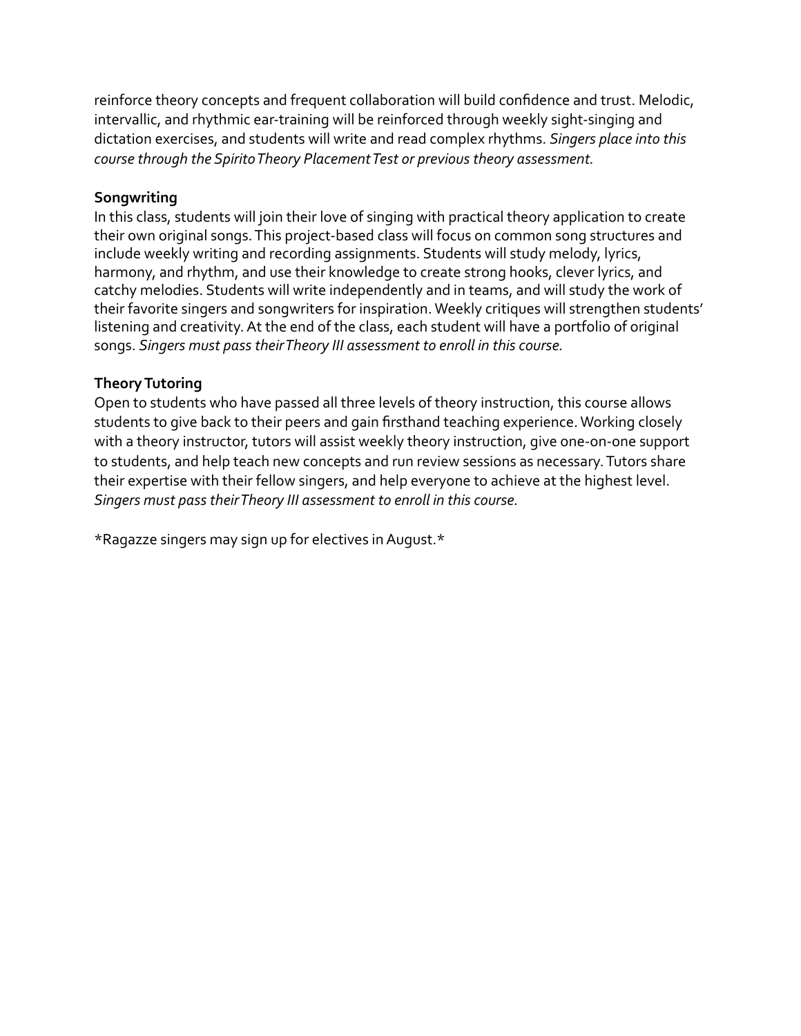reinforce theory concepts and frequent collaboration will build confidence and trust. Melodic, intervallic, and rhythmic ear-training will be reinforced through weekly sight-singing and dictation exercises, and students will write and read complex rhythms. *Singers place into this course through the Spirito Theory Placement Test or previous theory assessment.*

**Songwriting**

In this class, students will join their love of singing with practical theory application to create their own original songs. This project-based class will focus on common song structures and include weekly writing and recording assignments. Students will study melody, lyrics, harmony, and rhythm, and use their knowledge to create strong hooks, clever lyrics, and catchy melodies. Students will write independently and in teams, and will study the work of their favorite singers and songwriters for inspiration. Weekly critiques will strengthen students' listening and creativity. At the end of the class, each student will have a portfolio of original songs. *Singers must pass their Theory III assessment to enroll in this course.*

**Theory Tutoring**

Open to students who have passed all three levels of theory instruction, this course allows students to give back to their peers and gain firsthand teaching experience. Working closely with a theory instructor, tutors will assist weekly theory instruction, give one-on-one support to students, and help teach new concepts and run review sessions as necessary. Tutors share their expertise with their fellow singers, and help everyone to achieve at the highest level. *Singers must pass their Theory III assessment to enroll in this course.*

*Ragazze singers may sign up for electives in August.*